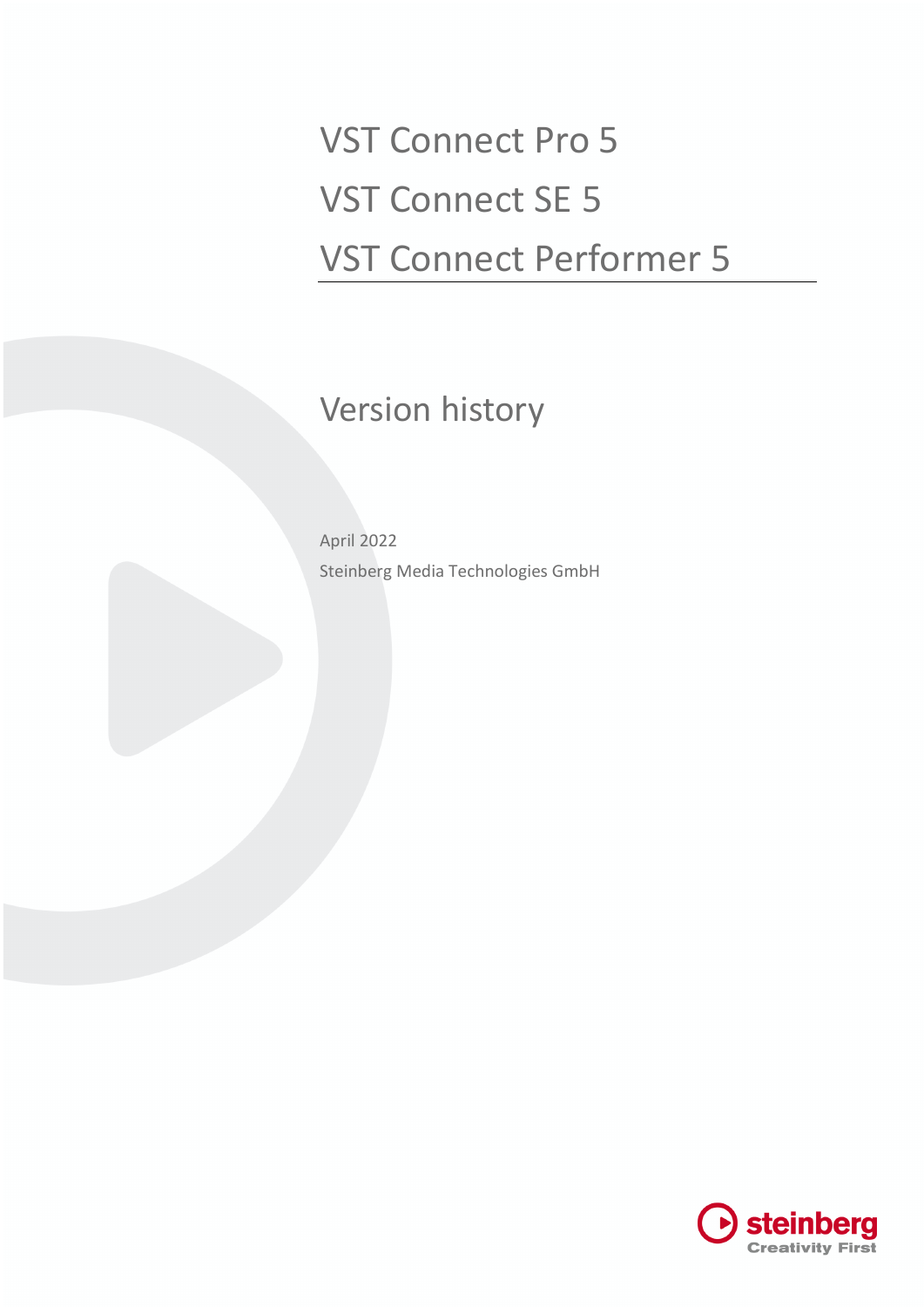# VST Connect Pro 5

# VST Connect SE 5

# VST Connect Performer 5

## Version history

April 2022

Steinberg Media Technologies GmbH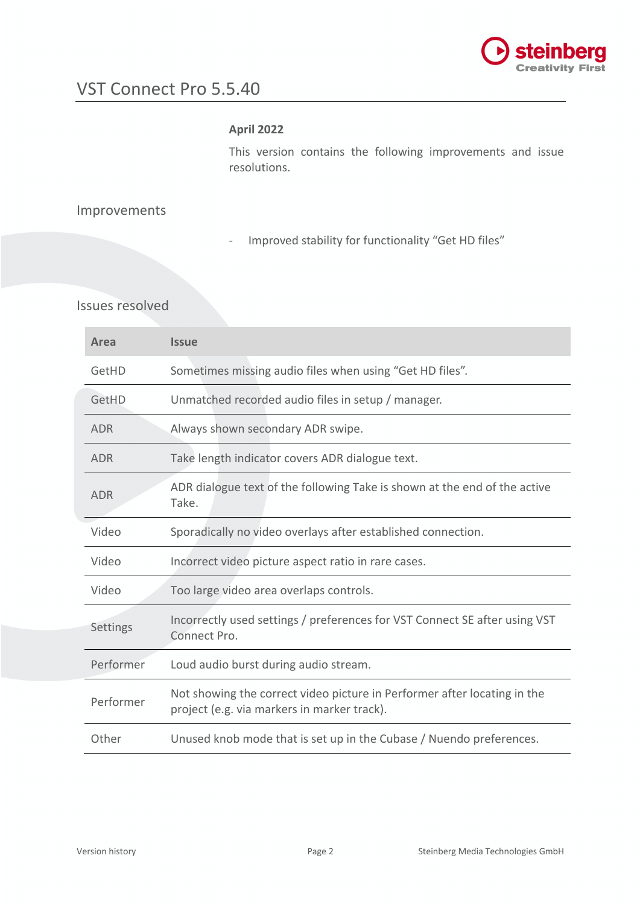# VST Connect Pro 5.5.40

**April 2022**

This version contains the following improvements and issue resolutions.

## Improvements

- Improved stability for functionality "Get HD files"

## Issues resolved

| Area | Issue |
|---|---|
| GetHD | Sometimes missing audio files when using "Get HD files". |
| GetHD | Unmatched recorded audio files in setup / manager. |
| ADR | Always shown secondary ADR swipe. |
| ADR | Take length indicator covers ADR dialogue text. |
| ADR | ADR dialogue text of the following Take is shown at the end of the active Take. |
| Video | Sporadically no video overlays after established connection. |
| Video | Incorrect video picture aspect ratio in rare cases. |
| Video | Too large video area overlaps controls. |
| Settings | Incorrectly used settings / preferences for VST Connect SE after using VST Connect Pro. |
| Performer | Loud audio burst during audio stream. |
| Performer | Not showing the correct video picture in Performer after locating in the project (e.g. via markers in marker track). |
| Other | Unused knob mode that is set up in the Cubase / Nuendo preferences. |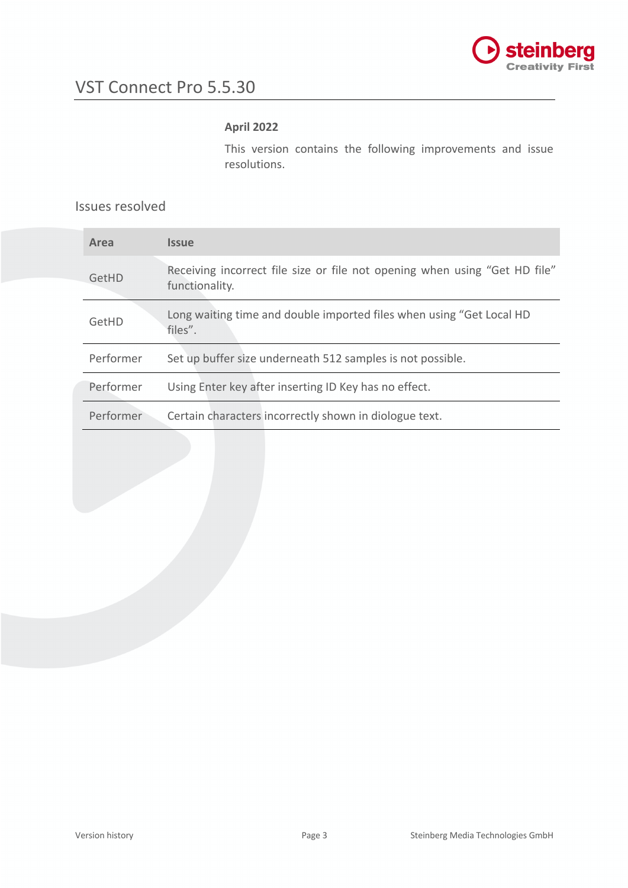# VST Connect Pro 5.5.30

**April 2022**

This version contains the following improvements and issue resolutions.

## Issues resolved

| Area | Issue |
| --- | --- |
| GetHD | Receiving incorrect file size or file not opening when using “Get HD file” functionality. |
| GetHD | Long waiting time and double imported files when using “Get Local HD files”. |
| Performer | Set up buffer size underneath 512 samples is not possible. |
| Performer | Using Enter key after inserting ID Key has no effect. |
| Performer | Certain characters incorrectly shown in diologue text. |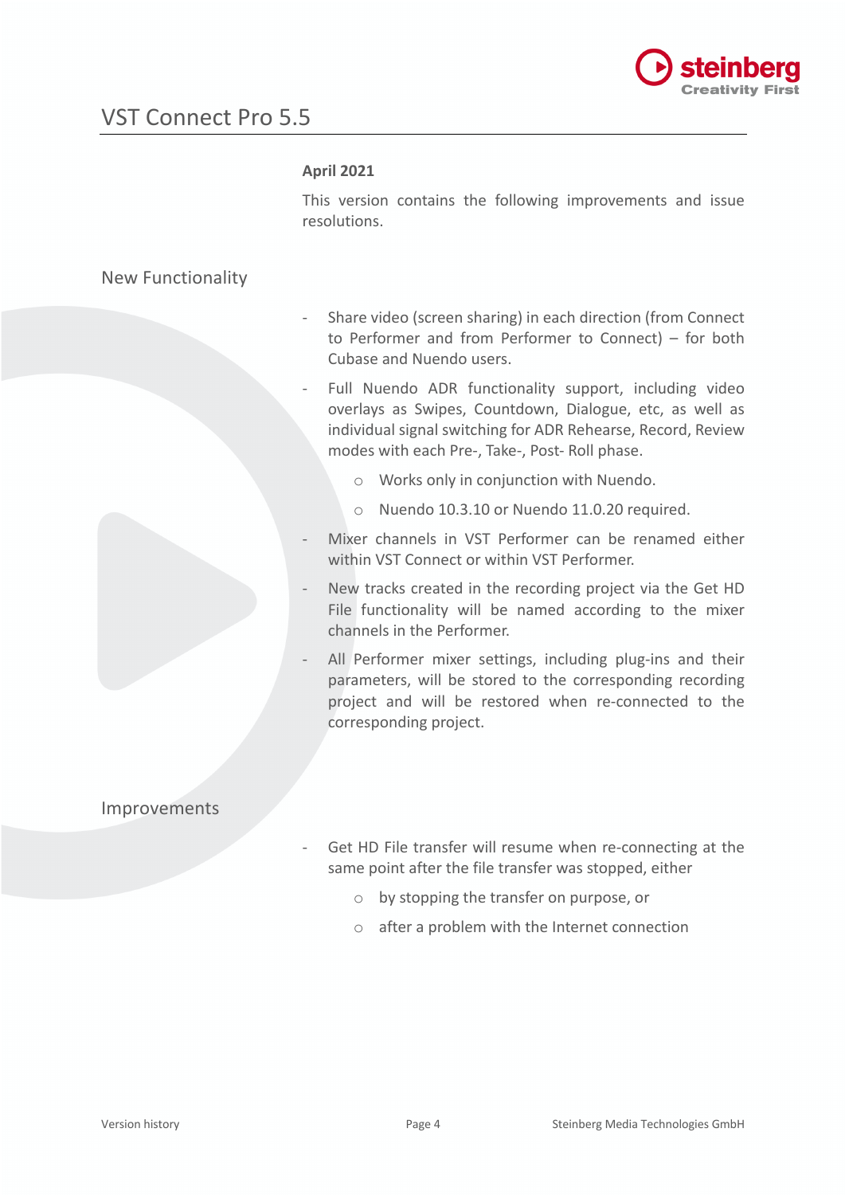# VST Connect Pro 5.5

**April 2021**

This version contains the following improvements and issue resolutions.

## New Functionality

- Share video (screen sharing) in each direction (from Connect to Performer and from Performer to Connect) – for both Cubase and Nuendo users.
- Full Nuendo ADR functionality support, including video overlays as Swipes, Countdown, Dialogue, etc, as well as individual signal switching for ADR Rehearse, Record, Review modes with each Pre-, Take-, Post- Roll phase.
  - Works only in conjunction with Nuendo.
  - Nuendo 10.3.10 or Nuendo 11.0.20 required.
- Mixer channels in VST Performer can be renamed either within VST Connect or within VST Performer.
- New tracks created in the recording project via the Get HD File functionality will be named according to the mixer channels in the Performer.
- All Performer mixer settings, including plug-ins and their parameters, will be stored to the corresponding recording project and will be restored when re-connected to the corresponding project.

## Improvements

- Get HD File transfer will resume when re-connecting at the same point after the file transfer was stopped, either
  - by stopping the transfer on purpose, or
  - after a problem with the Internet connection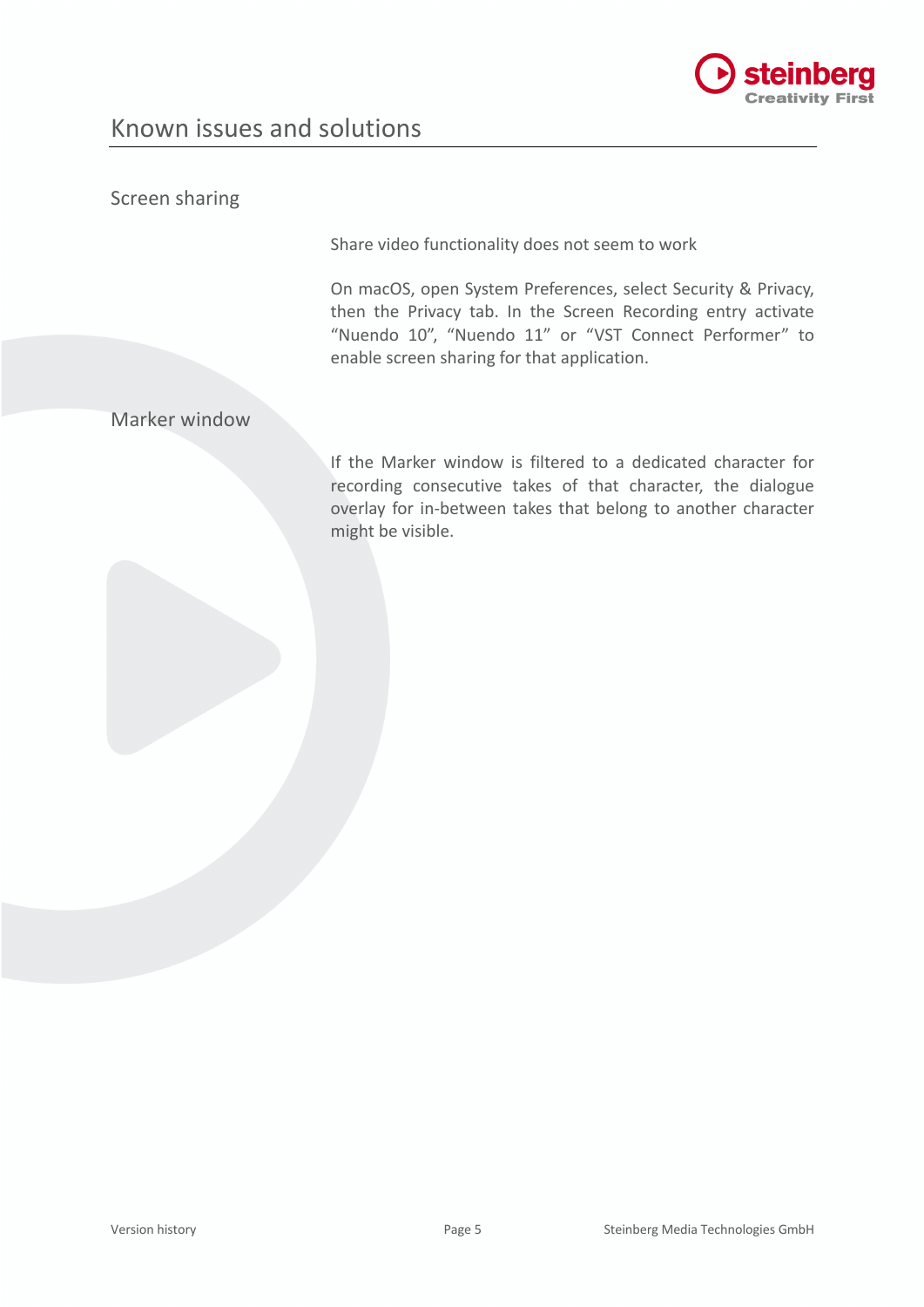# Known issues and solutions

## Screen sharing

Share video functionality does not seem to work

On macOS, open System Preferences, select Security & Privacy, then the Privacy tab. In the Screen Recording entry activate “Nuendo 10”, “Nuendo 11” or “VST Connect Performer” to enable screen sharing for that application.

## Marker window

If the Marker window is filtered to a dedicated character for recording consecutive takes of that character, the dialogue overlay for in-between takes that belong to another character might be visible.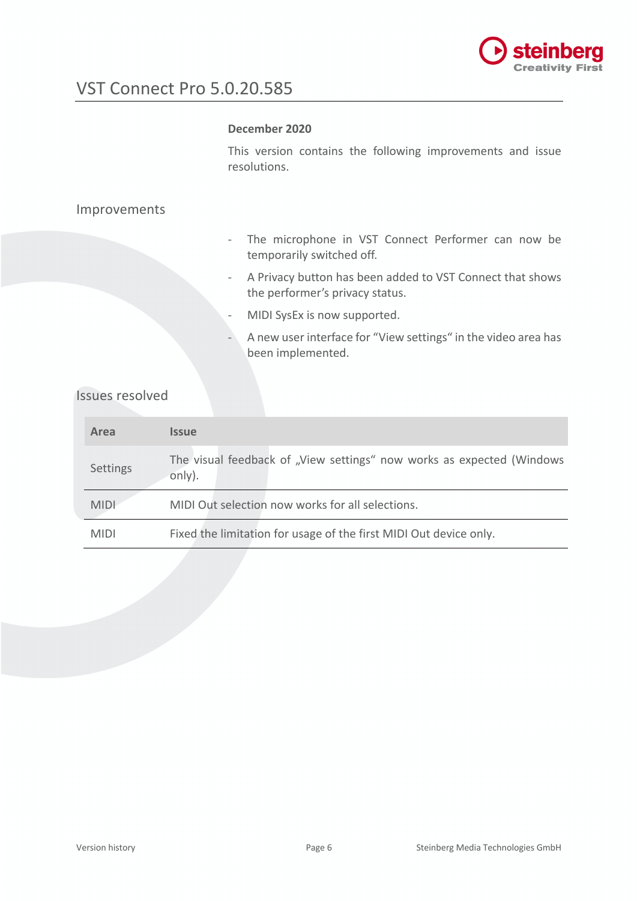# VST Connect Pro 5.0.20.585

**December 2020**

This version contains the following improvements and issue resolutions.

## Improvements

- The microphone in VST Connect Performer can now be temporarily switched off.
- A Privacy button has been added to VST Connect that shows the performer's privacy status.
- MIDI SysEx is now supported.
- A new user interface for "View settings" in the video area has been implemented.

## Issues resolved

| Area | Issue |
| --- | --- |
| Settings | The visual feedback of „View settings" now works as expected (Windows only). |
| MIDI | MIDI Out selection now works for all selections. |
| MIDI | Fixed the limitation for usage of the first MIDI Out device only. |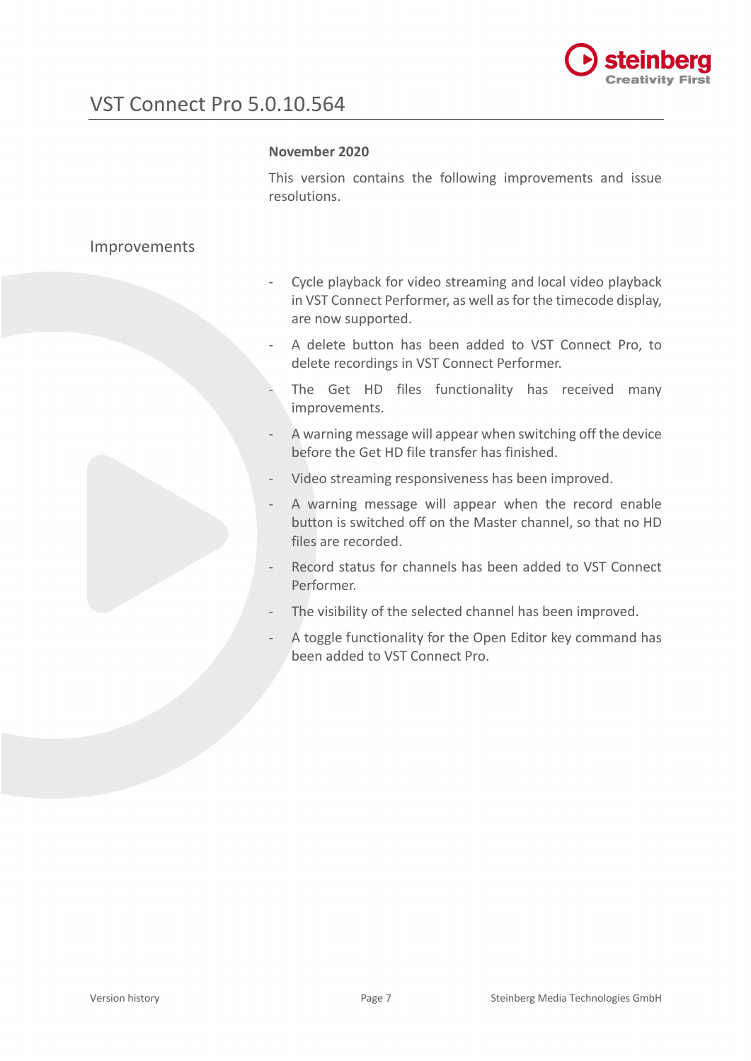# VST Connect Pro 5.0.10.564

**November 2020**

This version contains the following improvements and issue resolutions.

## Improvements

- Cycle playback for video streaming and local video playback in VST Connect Performer, as well as for the timecode display, are now supported.
- A delete button has been added to VST Connect Pro, to delete recordings in VST Connect Performer.
- The Get HD files functionality has received many improvements.
- A warning message will appear when switching off the device before the Get HD file transfer has finished.
- Video streaming responsiveness has been improved.
- A warning message will appear when the record enable button is switched off on the Master channel, so that no HD files are recorded.
- Record status for channels has been added to VST Connect Performer.
- The visibility of the selected channel has been improved.
- A toggle functionality for the Open Editor key command has been added to VST Connect Pro.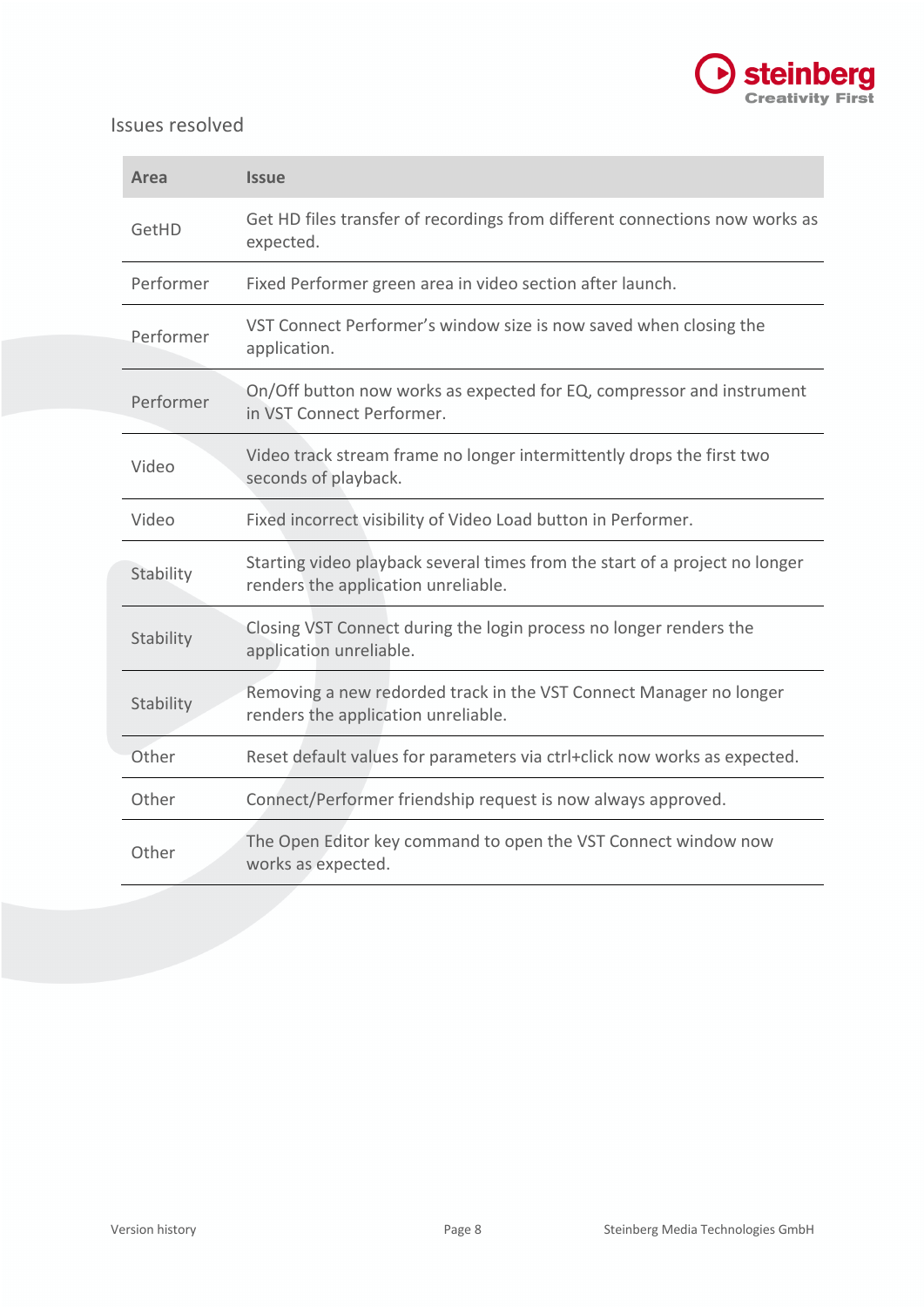## Issues resolved

| Area | Issue |
|---|---|
| GetHD | Get HD files transfer of recordings from different connections now works as expected. |
| Performer | Fixed Performer green area in video section after launch. |
| Performer | VST Connect Performer's window size is now saved when closing the application. |
| Performer | On/Off button now works as expected for EQ, compressor and instrument in VST Connect Performer. |
| Video | Video track stream frame no longer intermittently drops the first two seconds of playback. |
| Video | Fixed incorrect visibility of Video Load button in Performer. |
| Stability | Starting video playback several times from the start of a project no longer renders the application unreliable. |
| Stability | Closing VST Connect during the login process no longer renders the application unreliable. |
| Stability | Removing a new redorded track in the VST Connect Manager no longer renders the application unreliable. |
| Other | Reset default values for parameters via ctrl+click now works as expected. |
| Other | Connect/Performer friendship request is now always approved. |
| Other | The Open Editor key command to open the VST Connect window now works as expected. |